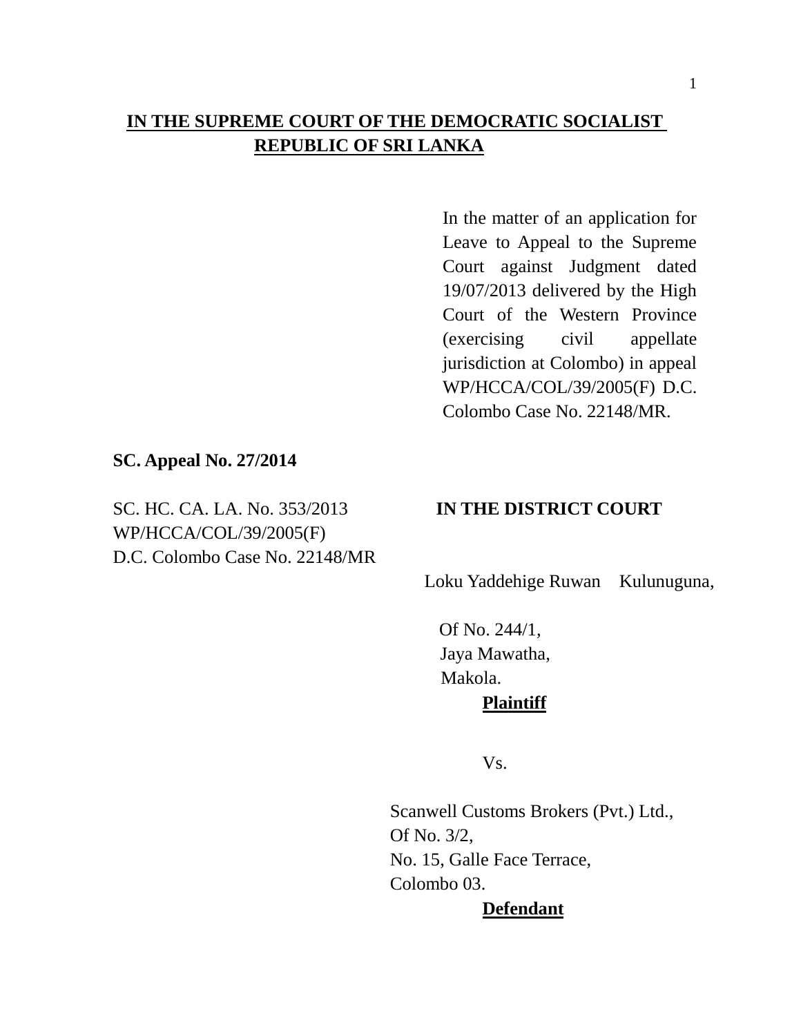**IN THE SUPREME COURT OF THE DEMOCRATIC SOCIALIST REPUBLIC OF SRI LANKA**

In the matter of an application for Leave to Appeal to the Supreme Court against Judgment dated 19/07/2013 delivered by the High Court of the Western Province (exercising civil appellate jurisdiction at Colombo) in appeal WP/HCCA/COL/39/2005(F) D.C. Colombo Case No. 22148/MR.

**SC. Appeal No. 27/2014**

SC. HC. CA. LA. No. 353/2013
WP/HCCA/COL/39/2005(F)
D.C. Colombo Case No. 22148/MR

**IN THE DISTRICT COURT**

Loku Yaddehige Ruwan Kulunuguna,

Of No. 244/1,
Jaya Mawatha,
Makola.

**Plaintiff**

Vs.

Scanwell Customs Brokers (Pvt.) Ltd.,
Of No. 3/2,
No. 15, Galle Face Terrace,
Colombo 03.

**Defendant**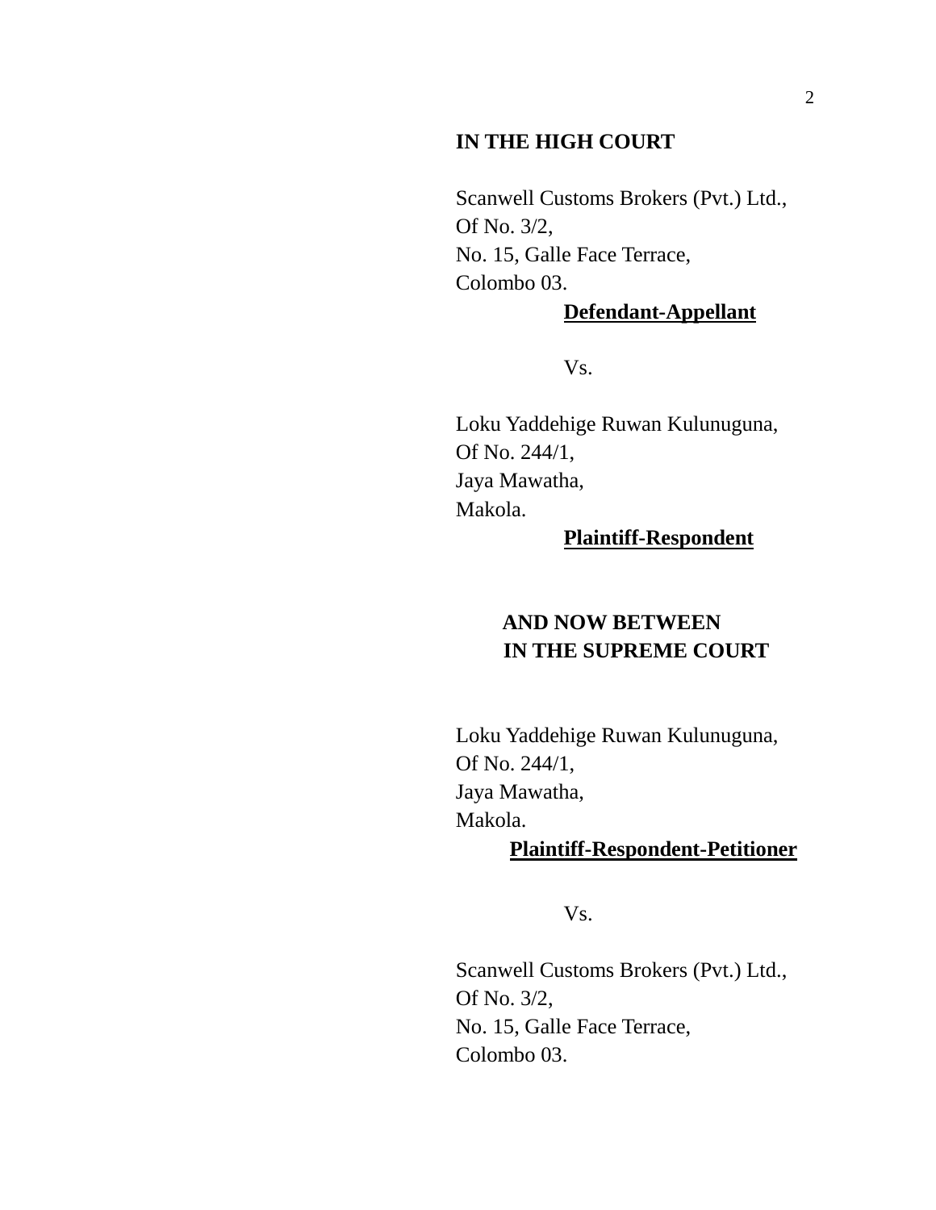**IN THE HIGH COURT**

Scanwell Customs Brokers (Pvt.) Ltd.,
Of No. 3/2,
No. 15, Galle Face Terrace,
Colombo 03.

**Defendant-Appellant**

Vs.

Loku Yaddehige Ruwan Kulunuguna,
Of No. 244/1,
Jaya Mawatha,
Makola.

**Plaintiff-Respondent**

**AND NOW BETWEEN**
**IN THE SUPREME COURT**

Loku Yaddehige Ruwan Kulunuguna,
Of No. 244/1,
Jaya Mawatha,
Makola.

**Plaintiff-Respondent-Petitioner**

Vs.

Scanwell Customs Brokers (Pvt.) Ltd.,
Of No. 3/2,
No. 15, Galle Face Terrace,
Colombo 03.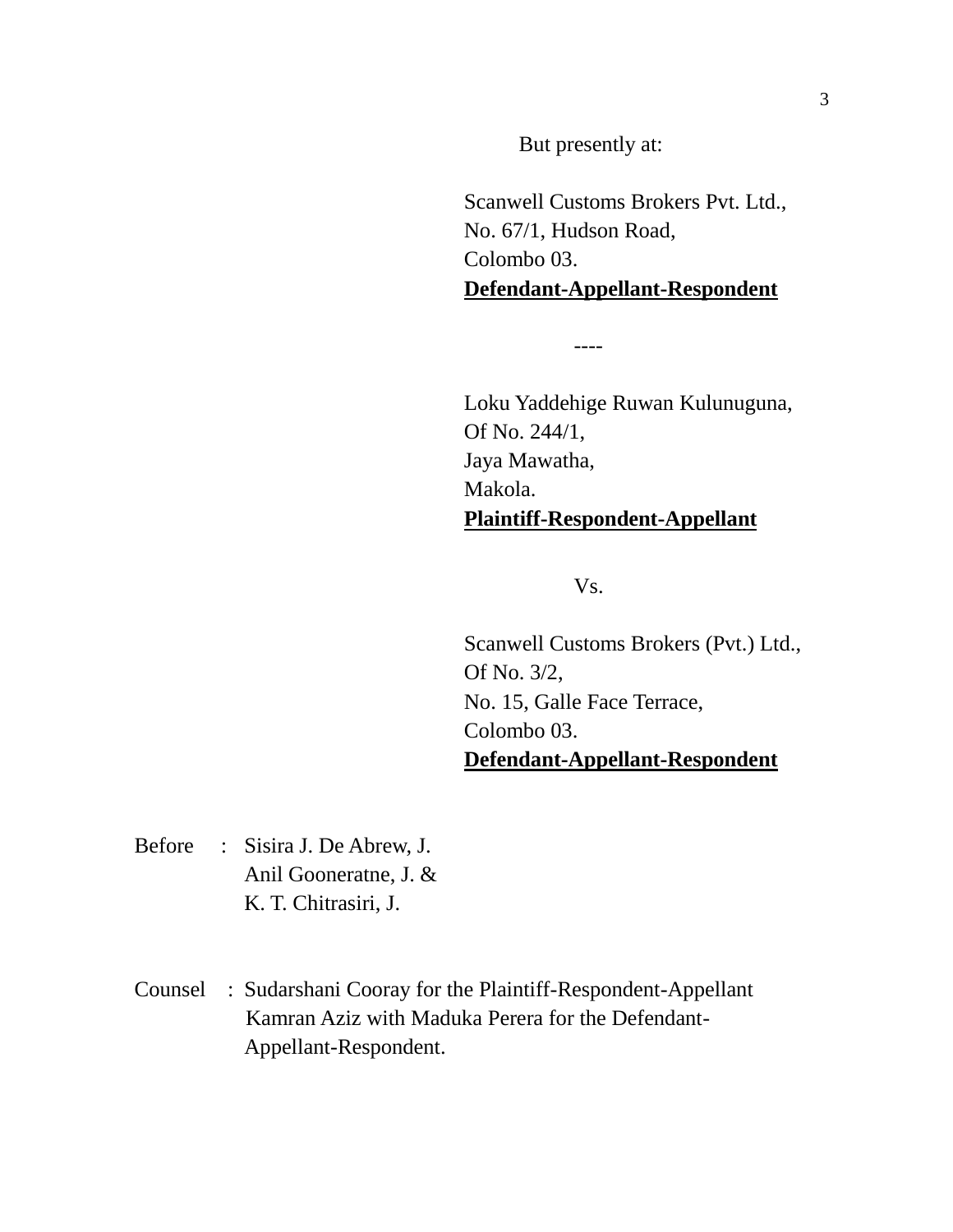But presently at:

Scanwell Customs Brokers Pvt. Ltd.,
No. 67/1, Hudson Road,
Colombo 03.
**Defendant-Appellant-Respondent**

----

Loku Yaddehige Ruwan Kulunuguna,
Of No. 244/1,
Jaya Mawatha,
Makola.
**Plaintiff-Respondent-Appellant**

Vs.

Scanwell Customs Brokers (Pvt.) Ltd.,
Of No. 3/2,
No. 15, Galle Face Terrace,
Colombo 03.
**Defendant-Appellant-Respondent**

Before : Sisira J. De Abrew, J.
Anil Gooneratne, J. &
K. T. Chitrasiri, J.

Counsel : Sudarshani Cooray for the Plaintiff-Respondent-Appellant
Kamran Aziz with Maduka Perera for the Defendant-Appellant-Respondent.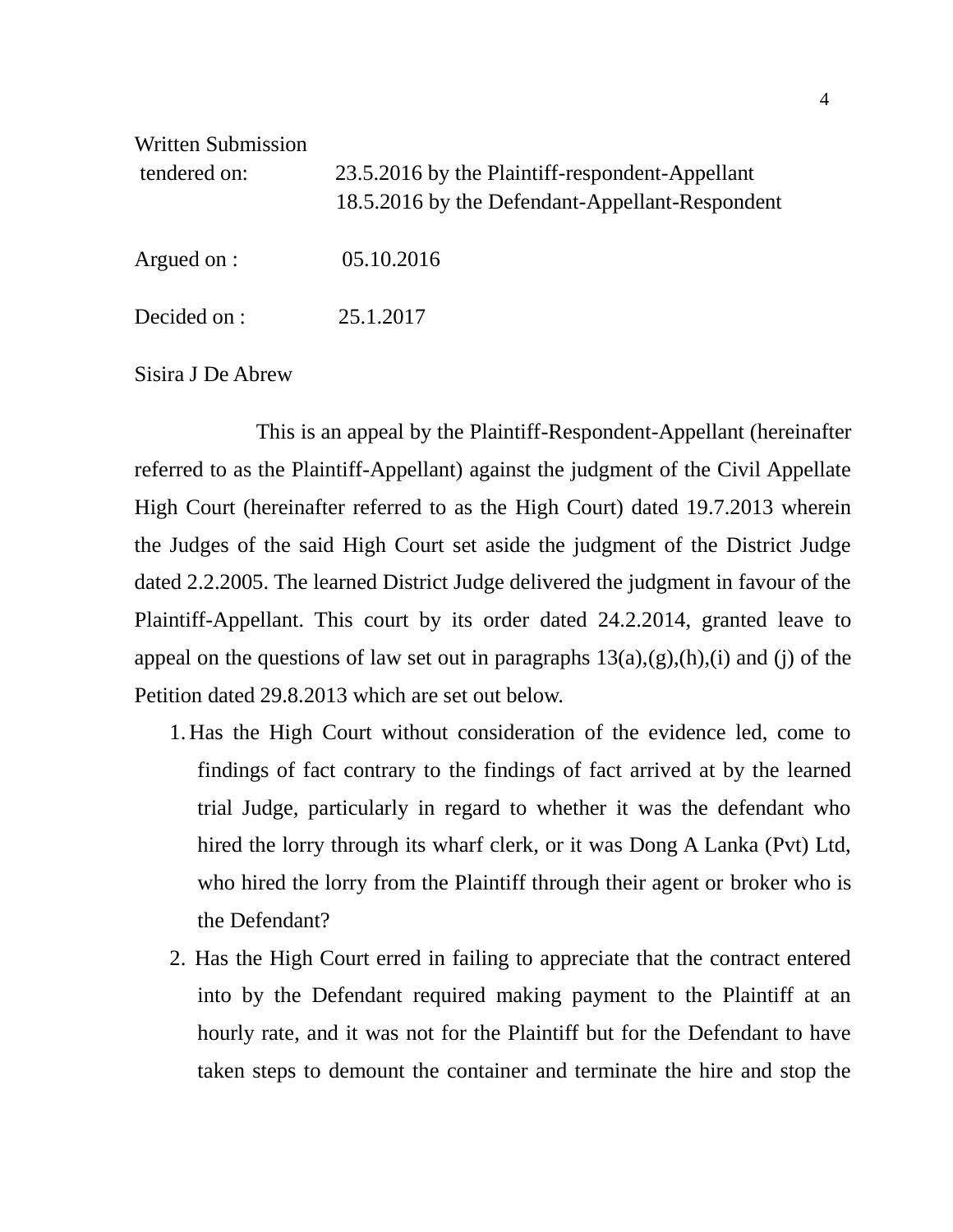Written Submission
tendered on: 23.5.2016 by the Plaintiff-respondent-Appellant
18.5.2016 by the Defendant-Appellant-Respondent

Argued on : 05.10.2016

Decided on : 25.1.2017

Sisira J De Abrew

This is an appeal by the Plaintiff-Respondent-Appellant (hereinafter referred to as the Plaintiff-Appellant) against the judgment of the Civil Appellate High Court (hereinafter referred to as the High Court) dated 19.7.2013 wherein the Judges of the said High Court set aside the judgment of the District Judge dated 2.2.2005. The learned District Judge delivered the judgment in favour of the Plaintiff-Appellant. This court by its order dated 24.2.2014, granted leave to appeal on the questions of law set out in paragraphs 13(a),(g),(h),(i) and (j) of the Petition dated 29.8.2013 which are set out below.

1. Has the High Court without consideration of the evidence led, come to findings of fact contrary to the findings of fact arrived at by the learned trial Judge, particularly in regard to whether it was the defendant who hired the lorry through its wharf clerk, or it was Dong A Lanka (Pvt) Ltd, who hired the lorry from the Plaintiff through their agent or broker who is the Defendant?
2. Has the High Court erred in failing to appreciate that the contract entered into by the Defendant required making payment to the Plaintiff at an hourly rate, and it was not for the Plaintiff but for the Defendant to have taken steps to demount the container and terminate the hire and stop the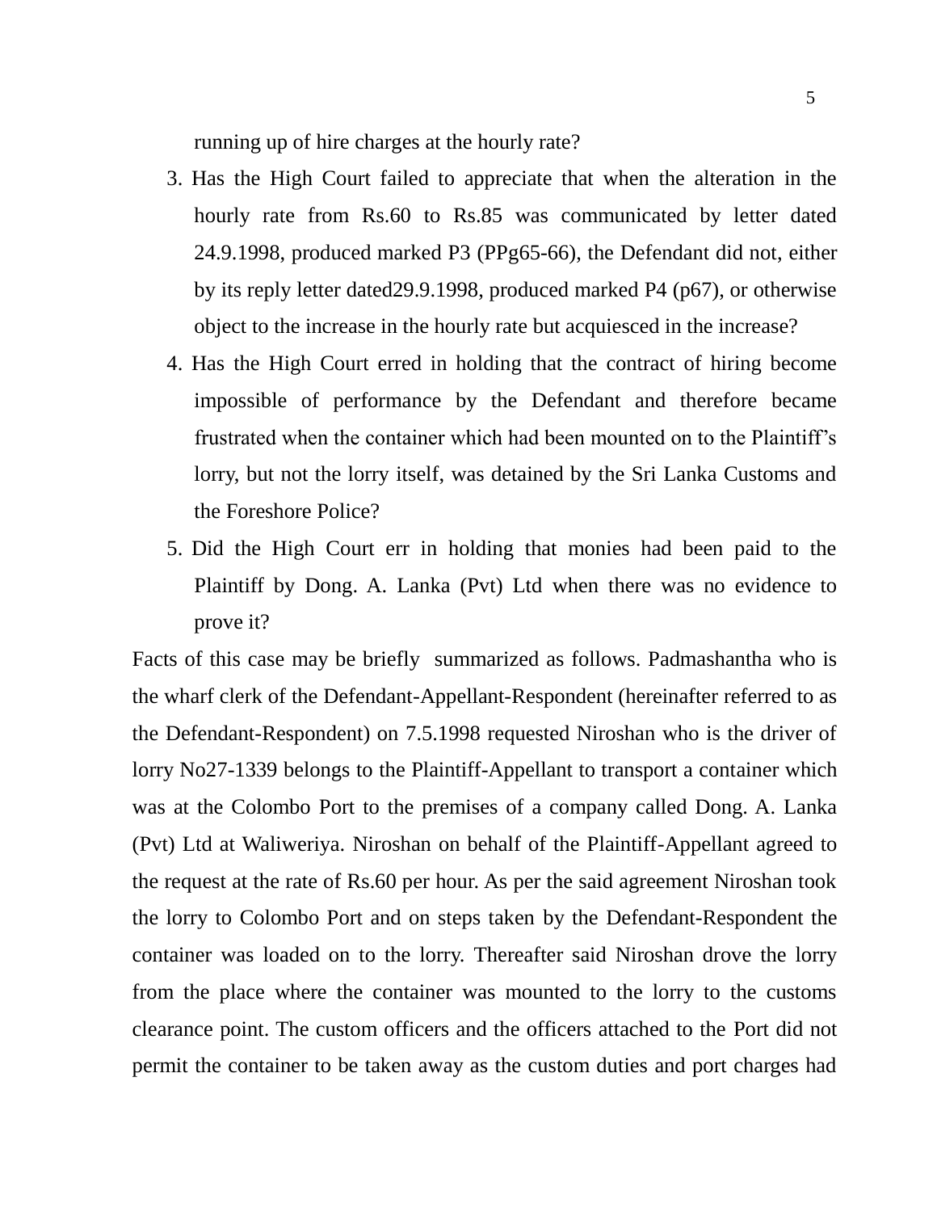running up of hire charges at the hourly rate?

3. Has the High Court failed to appreciate that when the alteration in the hourly rate from Rs.60 to Rs.85 was communicated by letter dated 24.9.1998, produced marked P3 (PPg65-66), the Defendant did not, either by its reply letter dated29.9.1998, produced marked P4 (p67), or otherwise object to the increase in the hourly rate but acquiesced in the increase?
4. Has the High Court erred in holding that the contract of hiring become impossible of performance by the Defendant and therefore became frustrated when the container which had been mounted on to the Plaintiff's lorry, but not the lorry itself, was detained by the Sri Lanka Customs and the Foreshore Police?
5. Did the High Court err in holding that monies had been paid to the Plaintiff by Dong. A. Lanka (Pvt) Ltd when there was no evidence to prove it?

Facts of this case may be briefly summarized as follows. Padmashantha who is the wharf clerk of the Defendant-Appellant-Respondent (hereinafter referred to as the Defendant-Respondent) on 7.5.1998 requested Niroshan who is the driver of lorry No27-1339 belongs to the Plaintiff-Appellant to transport a container which was at the Colombo Port to the premises of a company called Dong. A. Lanka (Pvt) Ltd at Waliweriya. Niroshan on behalf of the Plaintiff-Appellant agreed to the request at the rate of Rs.60 per hour. As per the said agreement Niroshan took the lorry to Colombo Port and on steps taken by the Defendant-Respondent the container was loaded on to the lorry. Thereafter said Niroshan drove the lorry from the place where the container was mounted to the lorry to the customs clearance point. The custom officers and the officers attached to the Port did not permit the container to be taken away as the custom duties and port charges had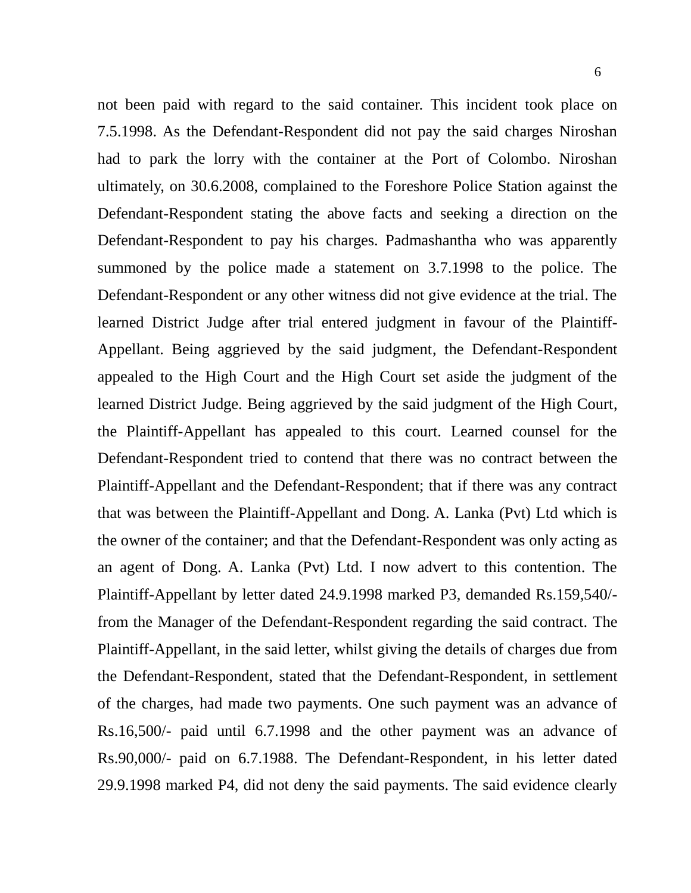not been paid with regard to the said container. This incident took place on 7.5.1998. As the Defendant-Respondent did not pay the said charges Niroshan had to park the lorry with the container at the Port of Colombo. Niroshan ultimately, on 30.6.2008, complained to the Foreshore Police Station against the Defendant-Respondent stating the above facts and seeking a direction on the Defendant-Respondent to pay his charges. Padmashantha who was apparently summoned by the police made a statement on 3.7.1998 to the police. The Defendant-Respondent or any other witness did not give evidence at the trial. The learned District Judge after trial entered judgment in favour of the Plaintiff-Appellant. Being aggrieved by the said judgment, the Defendant-Respondent appealed to the High Court and the High Court set aside the judgment of the learned District Judge. Being aggrieved by the said judgment of the High Court, the Plaintiff-Appellant has appealed to this court. Learned counsel for the Defendant-Respondent tried to contend that there was no contract between the Plaintiff-Appellant and the Defendant-Respondent; that if there was any contract that was between the Plaintiff-Appellant and Dong. A. Lanka (Pvt) Ltd which is the owner of the container; and that the Defendant-Respondent was only acting as an agent of Dong. A. Lanka (Pvt) Ltd. I now advert to this contention. The Plaintiff-Appellant by letter dated 24.9.1998 marked P3, demanded Rs.159,540/- from the Manager of the Defendant-Respondent regarding the said contract. The Plaintiff-Appellant, in the said letter, whilst giving the details of charges due from the Defendant-Respondent, stated that the Defendant-Respondent, in settlement of the charges, had made two payments. One such payment was an advance of Rs.16,500/- paid until 6.7.1998 and the other payment was an advance of Rs.90,000/- paid on 6.7.1988. The Defendant-Respondent, in his letter dated 29.9.1998 marked P4, did not deny the said payments. The said evidence clearly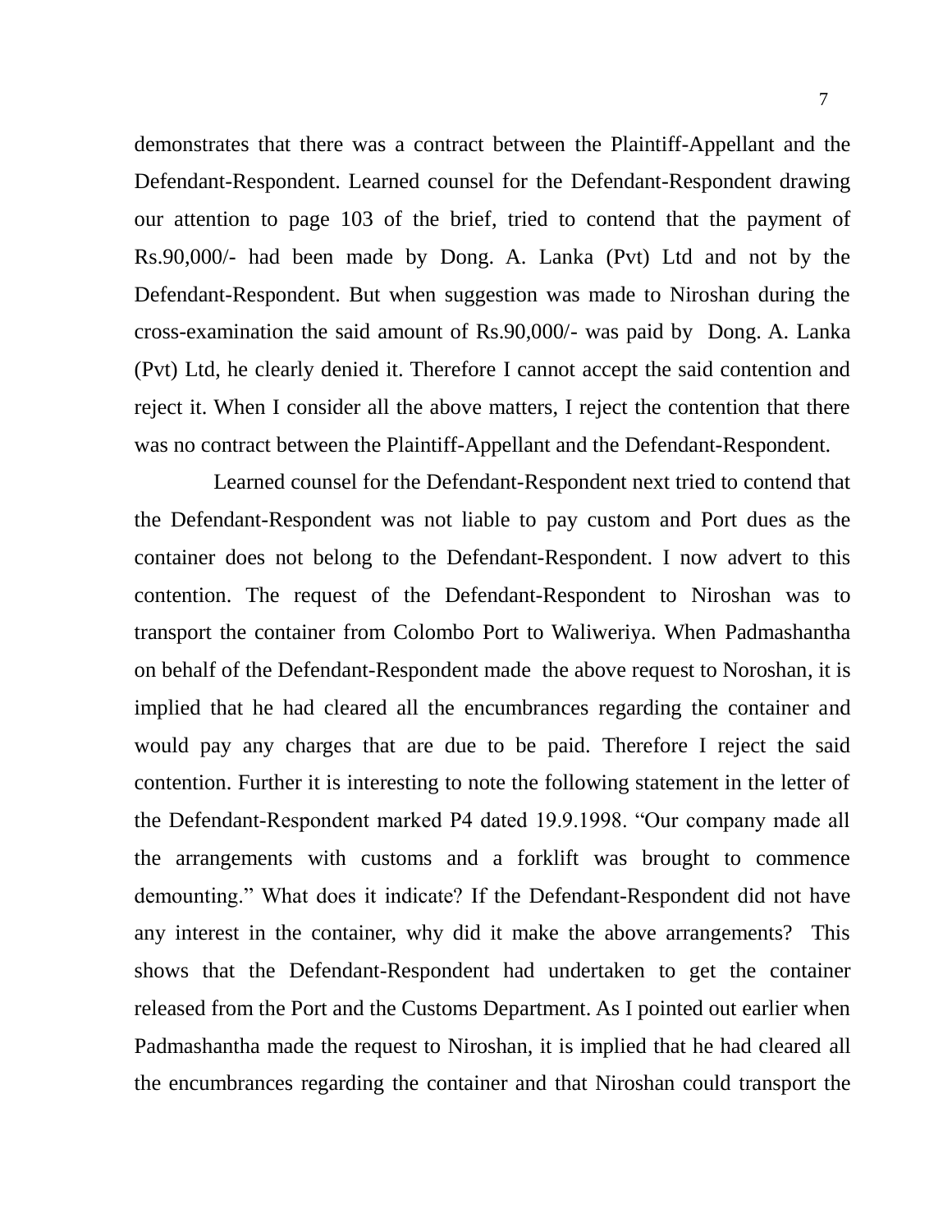demonstrates that there was a contract between the Plaintiff-Appellant and the Defendant-Respondent. Learned counsel for the Defendant-Respondent drawing our attention to page 103 of the brief, tried to contend that the payment of Rs.90,000/- had been made by Dong. A. Lanka (Pvt) Ltd and not by the Defendant-Respondent. But when suggestion was made to Niroshan during the cross-examination the said amount of Rs.90,000/- was paid by Dong. A. Lanka (Pvt) Ltd, he clearly denied it. Therefore I cannot accept the said contention and reject it. When I consider all the above matters, I reject the contention that there was no contract between the Plaintiff-Appellant and the Defendant-Respondent.

Learned counsel for the Defendant-Respondent next tried to contend that the Defendant-Respondent was not liable to pay custom and Port dues as the container does not belong to the Defendant-Respondent. I now advert to this contention. The request of the Defendant-Respondent to Niroshan was to transport the container from Colombo Port to Waliweriya. When Padmashantha on behalf of the Defendant-Respondent made the above request to Noroshan, it is implied that he had cleared all the encumbrances regarding the container and would pay any charges that are due to be paid. Therefore I reject the said contention. Further it is interesting to note the following statement in the letter of the Defendant-Respondent marked P4 dated 19.9.1998. "Our company made all the arrangements with customs and a forklift was brought to commence demounting." What does it indicate? If the Defendant-Respondent did not have any interest in the container, why did it make the above arrangements? This shows that the Defendant-Respondent had undertaken to get the container released from the Port and the Customs Department. As I pointed out earlier when Padmashantha made the request to Niroshan, it is implied that he had cleared all the encumbrances regarding the container and that Niroshan could transport the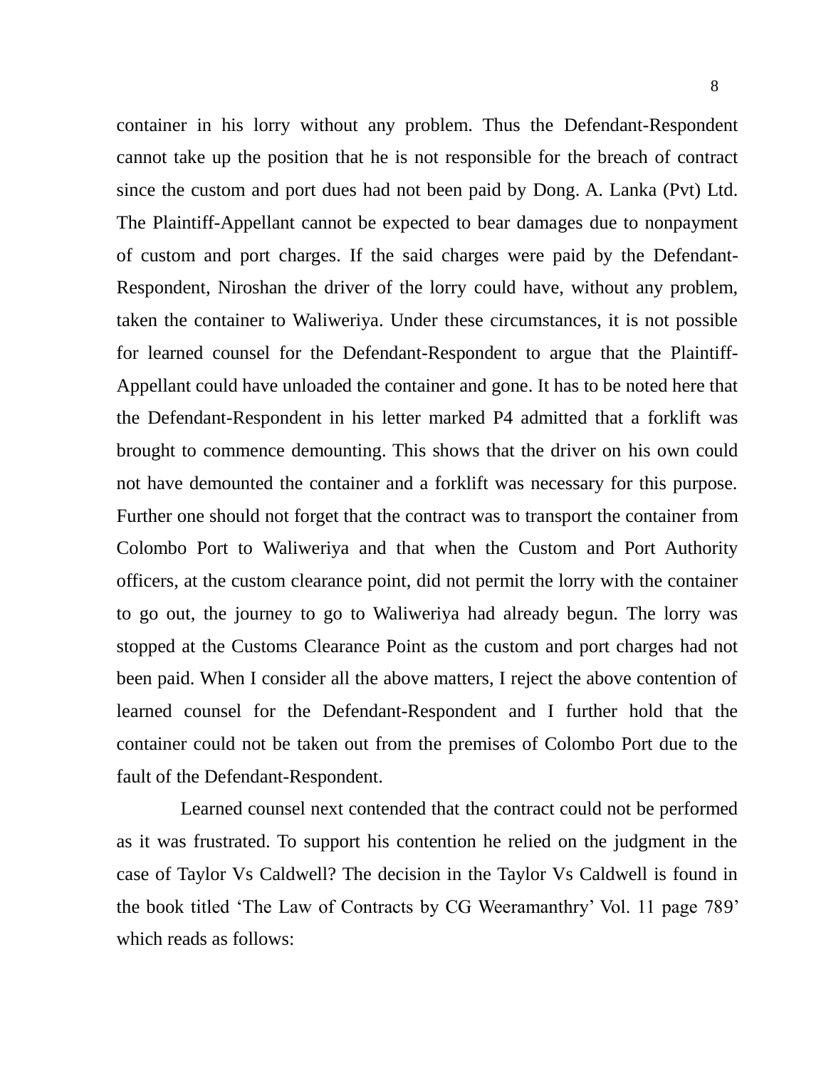container in his lorry without any problem. Thus the Defendant-Respondent cannot take up the position that he is not responsible for the breach of contract since the custom and port dues had not been paid by Dong. A. Lanka (Pvt) Ltd. The Plaintiff-Appellant cannot be expected to bear damages due to nonpayment of custom and port charges. If the said charges were paid by the Defendant-Respondent, Niroshan the driver of the lorry could have, without any problem, taken the container to Waliweriya. Under these circumstances, it is not possible for learned counsel for the Defendant-Respondent to argue that the Plaintiff-Appellant could have unloaded the container and gone. It has to be noted here that the Defendant-Respondent in his letter marked P4 admitted that a forklift was brought to commence demounting. This shows that the driver on his own could not have demounted the container and a forklift was necessary for this purpose. Further one should not forget that the contract was to transport the container from Colombo Port to Waliweriya and that when the Custom and Port Authority officers, at the custom clearance point, did not permit the lorry with the container to go out, the journey to go to Waliweriya had already begun. The lorry was stopped at the Customs Clearance Point as the custom and port charges had not been paid. When I consider all the above matters, I reject the above contention of learned counsel for the Defendant-Respondent and I further hold that the container could not be taken out from the premises of Colombo Port due to the fault of the Defendant-Respondent.

Learned counsel next contended that the contract could not be performed as it was frustrated. To support his contention he relied on the judgment in the case of Taylor Vs Caldwell? The decision in the Taylor Vs Caldwell is found in the book titled 'The Law of Contracts by CG Weeramanthry' Vol. 11 page 789' which reads as follows: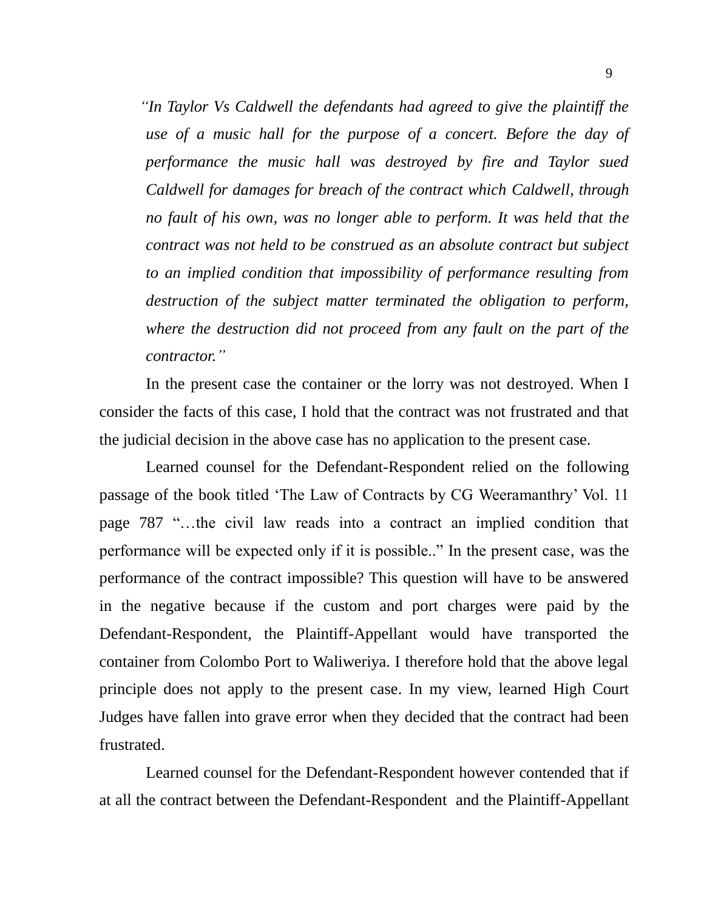*"In Taylor Vs Caldwell the defendants had agreed to give the plaintiff the use of a music hall for the purpose of a concert. Before the day of performance the music hall was destroyed by fire and Taylor sued Caldwell for damages for breach of the contract which Caldwell, through no fault of his own, was no longer able to perform. It was held that the contract was not held to be construed as an absolute contract but subject to an implied condition that impossibility of performance resulting from destruction of the subject matter terminated the obligation to perform, where the destruction did not proceed from any fault on the part of the contractor."*

In the present case the container or the lorry was not destroyed. When I consider the facts of this case, I hold that the contract was not frustrated and that the judicial decision in the above case has no application to the present case.

Learned counsel for the Defendant-Respondent relied on the following passage of the book titled 'The Law of Contracts by CG Weeramanthry' Vol. 11 page 787 "…the civil law reads into a contract an implied condition that performance will be expected only if it is possible.." In the present case, was the performance of the contract impossible? This question will have to be answered in the negative because if the custom and port charges were paid by the Defendant-Respondent, the Plaintiff-Appellant would have transported the container from Colombo Port to Waliweriya. I therefore hold that the above legal principle does not apply to the present case. In my view, learned High Court Judges have fallen into grave error when they decided that the contract had been frustrated.

Learned counsel for the Defendant-Respondent however contended that if at all the contract between the Defendant-Respondent and the Plaintiff-Appellant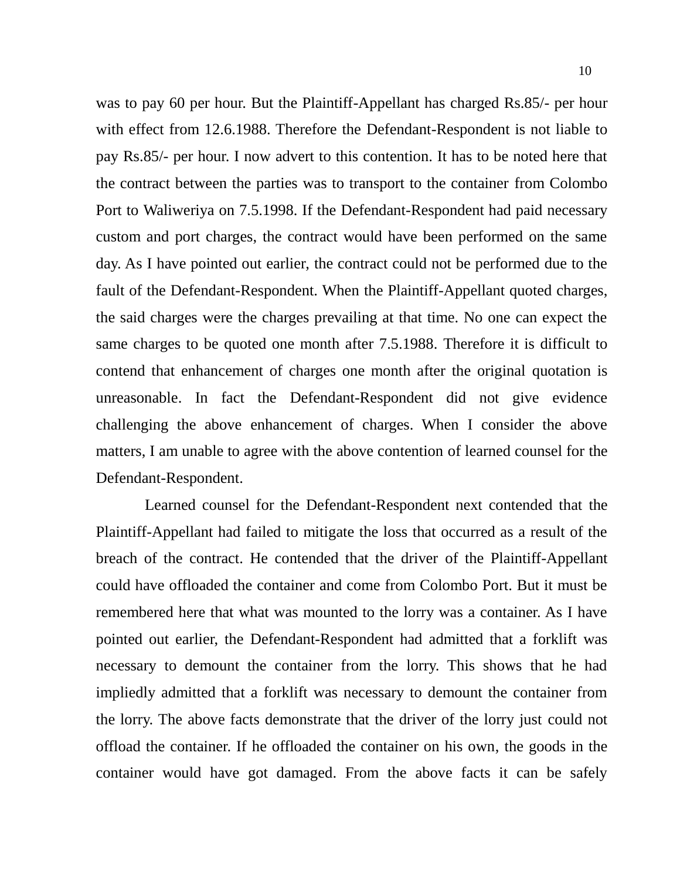was to pay 60 per hour. But the Plaintiff-Appellant has charged Rs.85/- per hour with effect from 12.6.1988. Therefore the Defendant-Respondent is not liable to pay Rs.85/- per hour. I now advert to this contention. It has to be noted here that the contract between the parties was to transport to the container from Colombo Port to Waliweriya on 7.5.1998. If the Defendant-Respondent had paid necessary custom and port charges, the contract would have been performed on the same day. As I have pointed out earlier, the contract could not be performed due to the fault of the Defendant-Respondent. When the Plaintiff-Appellant quoted charges, the said charges were the charges prevailing at that time. No one can expect the same charges to be quoted one month after 7.5.1988. Therefore it is difficult to contend that enhancement of charges one month after the original quotation is unreasonable. In fact the Defendant-Respondent did not give evidence challenging the above enhancement of charges. When I consider the above matters, I am unable to agree with the above contention of learned counsel for the Defendant-Respondent.

Learned counsel for the Defendant-Respondent next contended that the Plaintiff-Appellant had failed to mitigate the loss that occurred as a result of the breach of the contract. He contended that the driver of the Plaintiff-Appellant could have offloaded the container and come from Colombo Port. But it must be remembered here that what was mounted to the lorry was a container. As I have pointed out earlier, the Defendant-Respondent had admitted that a forklift was necessary to demount the container from the lorry. This shows that he had impliedly admitted that a forklift was necessary to demount the container from the lorry. The above facts demonstrate that the driver of the lorry just could not offload the container. If he offloaded the container on his own, the goods in the container would have got damaged. From the above facts it can be safely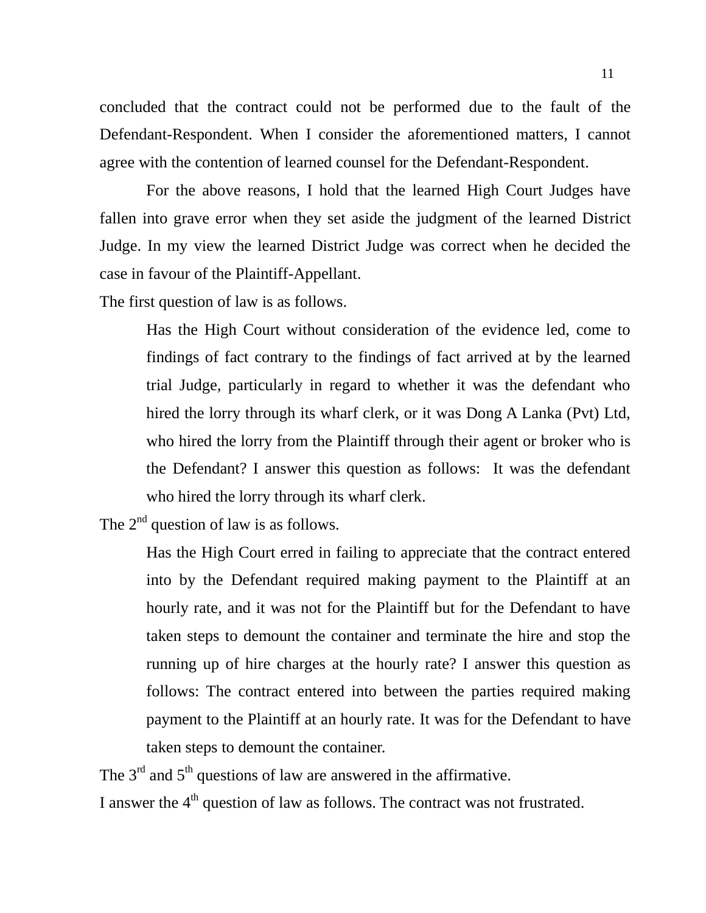concluded that the contract could not be performed due to the fault of the Defendant-Respondent. When I consider the aforementioned matters, I cannot agree with the contention of learned counsel for the Defendant-Respondent.

For the above reasons, I hold that the learned High Court Judges have fallen into grave error when they set aside the judgment of the learned District Judge. In my view the learned District Judge was correct when he decided the case in favour of the Plaintiff-Appellant.

The first question of law is as follows.

> Has the High Court without consideration of the evidence led, come to findings of fact contrary to the findings of fact arrived at by the learned trial Judge, particularly in regard to whether it was the defendant who hired the lorry through its wharf clerk, or it was Dong A Lanka (Pvt) Ltd, who hired the lorry from the Plaintiff through their agent or broker who is the Defendant? I answer this question as follows: It was the defendant who hired the lorry through its wharf clerk.

The 2nd question of law is as follows.

> Has the High Court erred in failing to appreciate that the contract entered into by the Defendant required making payment to the Plaintiff at an hourly rate, and it was not for the Plaintiff but for the Defendant to have taken steps to demount the container and terminate the hire and stop the running up of hire charges at the hourly rate? I answer this question as follows: The contract entered into between the parties required making payment to the Plaintiff at an hourly rate. It was for the Defendant to have taken steps to demount the container.

The 3rd and 5th questions of law are answered in the affirmative.

I answer the 4th question of law as follows. The contract was not frustrated.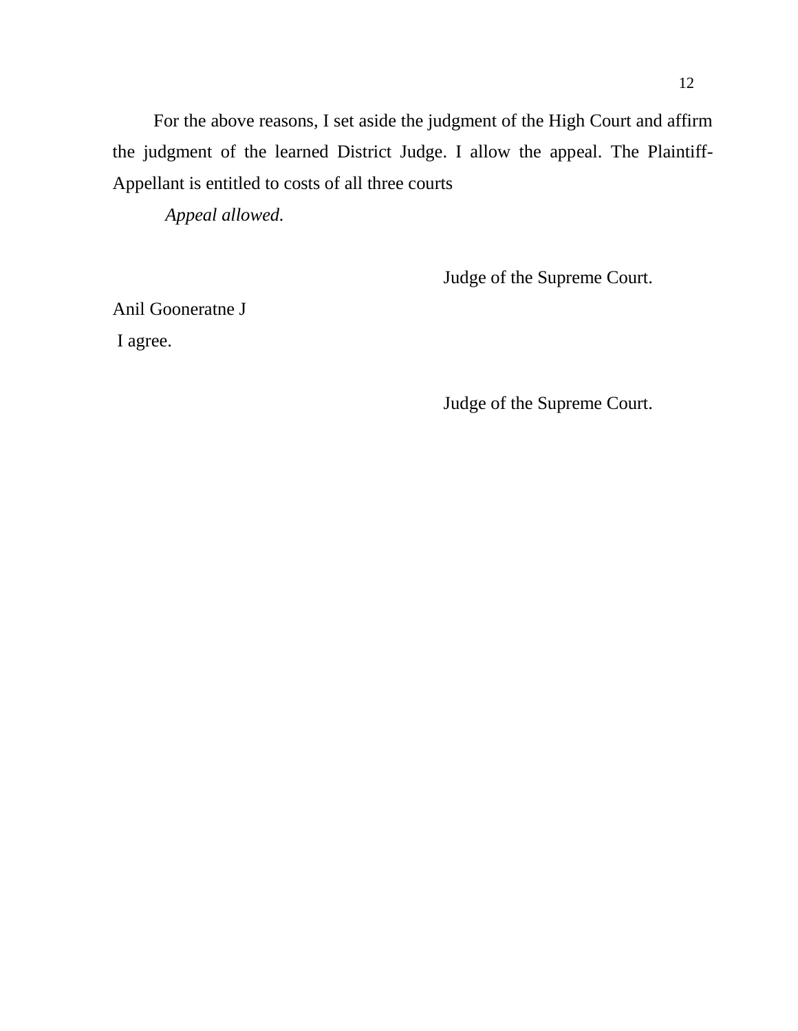For the above reasons, I set aside the judgment of the High Court and affirm the judgment of the learned District Judge. I allow the appeal. The Plaintiff-Appellant is entitled to costs of all three courts

*Appeal allowed.*

Judge of the Supreme Court.

Anil Gooneratne J

I agree.

Judge of the Supreme Court.